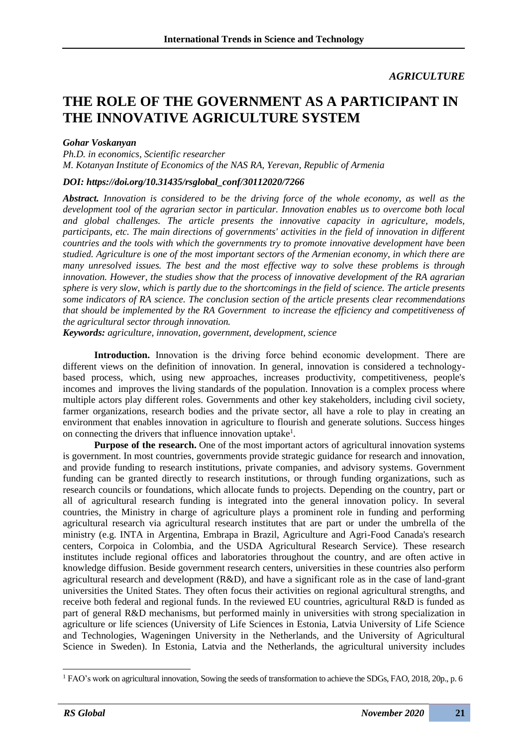*AGRICULTURE*

# THE ROLE OF THE GOVERNMENT AS A PARTICIPANT IN THE INNOVATIVE AGRICULTURE SYSTEM

***Gohar Voskanyan***

*Ph.D. in economics, Scientific researcher*
*M. Kotanyan Institute of Economics of the NAS RA, Yerevan, Republic of Armenia*

***DOI: https://doi.org/10.31435/rsglobal_conf/30112020/7266***

***Abstract.*** *Innovation is considered to be the driving force of the whole economy, as well as the development tool of the agrarian sector in particular. Innovation enables us to overcome both local and global challenges. The article presents the innovative capacity in agriculture, models, participants, etc. The main directions of governments' activities in the field of innovation in different countries and the tools with which the governments try to promote innovative development have been studied. Agriculture is one of the most important sectors of the Armenian economy, in which there are many unresolved issues. The best and the most effective way to solve these problems is through innovation. However, the studies show that the process of innovative development of the RA agrarian sphere is very slow, which is partly due to the shortcomings in the field of science. The article presents some indicators of RA science. The conclusion section of the article presents clear recommendations that should be implemented by the RA Government to increase the efficiency and competitiveness of the agricultural sector through innovation.*

***Keywords:*** *agriculture, innovation, government, development, science*

**Introduction.** Innovation is the driving force behind economic development. There are different views on the definition of innovation. In general, innovation is considered a technology-based process, which, using new approaches, increases productivity, competitiveness, people's incomes and improves the living standards of the population. Innovation is a complex process where multiple actors play different roles. Governments and other key stakeholders, including civil society, farmer organizations, research bodies and the private sector, all have a role to play in creating an environment that enables innovation in agriculture to flourish and generate solutions. Success hinges on connecting the drivers that influence innovation uptake[1].

**Purpose of the research.** One of the most important actors of agricultural innovation systems is government. In most countries, governments provide strategic guidance for research and innovation, and provide funding to research institutions, private companies, and advisory systems. Government funding can be granted directly to research institutions, or through funding organizations, such as research councils or foundations, which allocate funds to projects. Depending on the country, part or all of agricultural research funding is integrated into the general innovation policy. In several countries, the Ministry in charge of agriculture plays a prominent role in funding and performing agricultural research via agricultural research institutes that are part or under the umbrella of the ministry (e.g. INTA in Argentina, Embrapa in Brazil, Agriculture and Agri-Food Canada's research centers, Corpoica in Colombia, and the USDA Agricultural Research Service). These research institutes include regional offices and laboratories throughout the country, and are often active in knowledge diffusion. Beside government research centers, universities in these countries also perform agricultural research and development (R&D), and have a significant role as in the case of land-grant universities the United States. They often focus their activities on regional agricultural strengths, and receive both federal and regional funds. In the reviewed EU countries, agricultural R&D is funded as part of general R&D mechanisms, but performed mainly in universities with strong specialization in agriculture or life sciences (University of Life Sciences in Estonia, Latvia University of Life Science and Technologies, Wageningen University in the Netherlands, and the University of Agricultural Science in Sweden). In Estonia, Latvia and the Netherlands, the agricultural university includes

[1] FAO's work on agricultural innovation, Sowing the seeds of transformation to achieve the SDGs, FAO, 2018, 20p., p. 6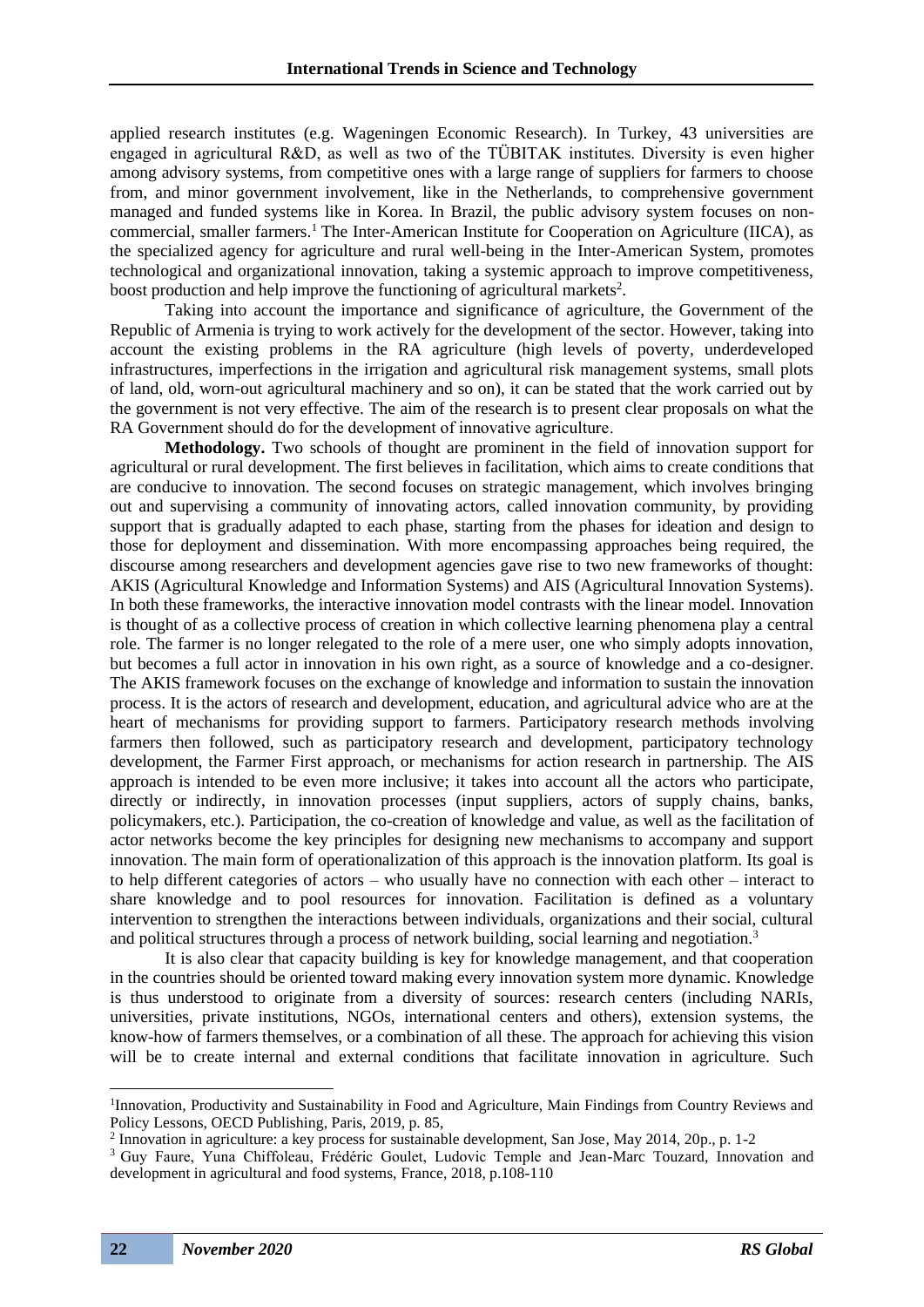applied research institutes (e.g. Wageningen Economic Research). In Turkey, 43 universities are engaged in agricultural R&D, as well as two of the TÜBITAK institutes. Diversity is even higher among advisory systems, from competitive ones with a large range of suppliers for farmers to choose from, and minor government involvement, like in the Netherlands, to comprehensive government managed and funded systems like in Korea. In Brazil, the public advisory system focuses on non-commercial, smaller farmers.[1] The Inter-American Institute for Cooperation on Agriculture (IICA), as the specialized agency for agriculture and rural well-being in the Inter-American System, promotes technological and organizational innovation, taking a systemic approach to improve competitiveness, boost production and help improve the functioning of agricultural markets[2].

Taking into account the importance and significance of agriculture, the Government of the Republic of Armenia is trying to work actively for the development of the sector. However, taking into account the existing problems in the RA agriculture (high levels of poverty, underdeveloped infrastructures, imperfections in the irrigation and agricultural risk management systems, small plots of land, old, worn-out agricultural machinery and so on), it can be stated that the work carried out by the government is not very effective. The aim of the research is to present clear proposals on what the RA Government should do for the development of innovative agriculture.

**Methodology.** Two schools of thought are prominent in the field of innovation support for agricultural or rural development. The first believes in facilitation, which aims to create conditions that are conducive to innovation. The second focuses on strategic management, which involves bringing out and supervising a community of innovating actors, called innovation community, by providing support that is gradually adapted to each phase, starting from the phases for ideation and design to those for deployment and dissemination. With more encompassing approaches being required, the discourse among researchers and development agencies gave rise to two new frameworks of thought: AKIS (Agricultural Knowledge and Information Systems) and AIS (Agricultural Innovation Systems). In both these frameworks, the interactive innovation model contrasts with the linear model. Innovation is thought of as a collective process of creation in which collective learning phenomena play a central role. The farmer is no longer relegated to the role of a mere user, one who simply adopts innovation, but becomes a full actor in innovation in his own right, as a source of knowledge and a co-designer. The AKIS framework focuses on the exchange of knowledge and information to sustain the innovation process. It is the actors of research and development, education, and agricultural advice who are at the heart of mechanisms for providing support to farmers. Participatory research methods involving farmers then followed, such as participatory research and development, participatory technology development, the Farmer First approach, or mechanisms for action research in partnership. The AIS approach is intended to be even more inclusive; it takes into account all the actors who participate, directly or indirectly, in innovation processes (input suppliers, actors of supply chains, banks, policymakers, etc.). Participation, the co-creation of knowledge and value, as well as the facilitation of actor networks become the key principles for designing new mechanisms to accompany and support innovation. The main form of operationalization of this approach is the innovation platform. Its goal is to help different categories of actors – who usually have no connection with each other – interact to share knowledge and to pool resources for innovation. Facilitation is defined as a voluntary intervention to strengthen the interactions between individuals, organizations and their social, cultural and political structures through a process of network building, social learning and negotiation.[3]

It is also clear that capacity building is key for knowledge management, and that cooperation in the countries should be oriented toward making every innovation system more dynamic. Knowledge is thus understood to originate from a diversity of sources: research centers (including NARIs, universities, private institutions, NGOs, international centers and others), extension systems, the know-how of farmers themselves, or a combination of all these. The approach for achieving this vision will be to create internal and external conditions that facilitate innovation in agriculture. Such

---

[1] Innovation, Productivity and Sustainability in Food and Agriculture, Main Findings from Country Reviews and Policy Lessons, OECD Publishing, Paris, 2019, p. 85,

[2] Innovation in agriculture: a key process for sustainable development, San Jose, May 2014, 20p., p. 1-2

[3] Guy Faure, Yuna Chiffoleau, Frédéric Goulet, Ludovic Temple and Jean-Marc Touzard, Innovation and development in agricultural and food systems, France, 2018, p.108-110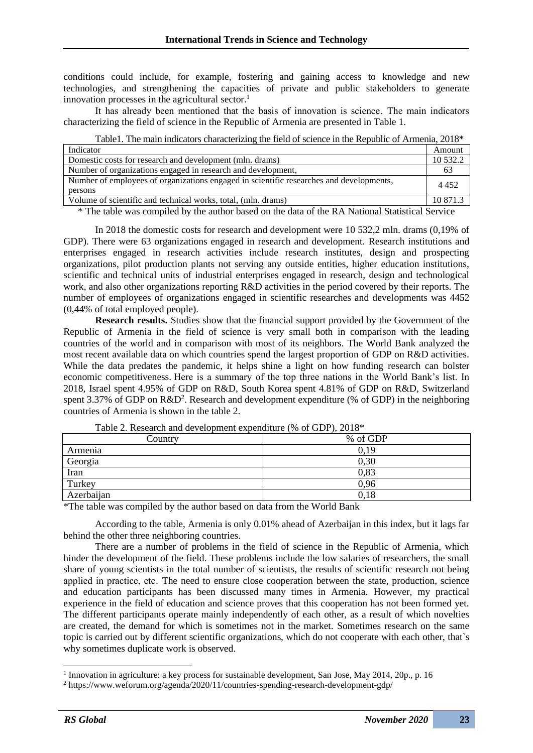conditions could include, for example, fostering and gaining access to knowledge and new technologies, and strengthening the capacities of private and public stakeholders to generate innovation processes in the agricultural sector.[1]

It has already been mentioned that the basis of innovation is science. The main indicators characterizing the field of science in the Republic of Armenia are presented in Table 1.

Table1. The main indicators characterizing the field of science in the Republic of Armenia, 2018*

| Indicator | Amount |
|---|---|
| Domestic costs for research and development (mln. drams) | 10 532.2 |
| Number of organizations engaged in research and development, | 63 |
| Number of employees of organizations engaged in scientific researches and developments, persons | 4 452 |
| Volume of scientific and technical works, total, (mln. drams) | 10 871.3 |

\* The table was compiled by the author based on the data of the RA National Statistical Service

In 2018 the domestic costs for research and development were 10 532,2 mln. drams (0,19% of GDP). There were 63 organizations engaged in research and development. Research institutions and enterprises engaged in research activities include research institutes, design and prospecting organizations, pilot production plants not serving any outside entities, higher education institutions, scientific and technical units of industrial enterprises engaged in research, design and technological work, and also other organizations reporting R&D activities in the period covered by their reports. The number of employees of organizations engaged in scientific researches and developments was 4452 (0,44% of total employed people).

**Research results.** Studies show that the financial support provided by the Government of the Republic of Armenia in the field of science is very small both in comparison with the leading countries of the world and in comparison with most of its neighbors. The World Bank analyzed the most recent available data on which countries spend the largest proportion of GDP on R&D activities. While the data predates the pandemic, it helps shine a light on how funding research can bolster economic competitiveness. Here is a summary of the top three nations in the World Bank's list. In 2018, Israel spent 4.95% of GDP on R&D, South Korea spent 4.81% of GDP on R&D, Switzerland spent 3.37% of GDP on R&D[2]. Research and development expenditure (% of GDP) in the neighboring countries of Armenia is shown in the table 2.

Table 2. Research and development expenditure (% of GDP), 2018*

| Country | % of GDP |
|---|---|
| Armenia | 0,19 |
| Georgia | 0,30 |
| Iran | 0,83 |
| Turkey | 0,96 |
| Azerbaijan | 0,18 |

\*The table was compiled by the author based on data from the World Bank

According to the table, Armenia is only 0.01% ahead of Azerbaijan in this index, but it lags far behind the other three neighboring countries.

There are a number of problems in the field of science in the Republic of Armenia, which hinder the development of the field. These problems include the low salaries of researchers, the small share of young scientists in the total number of scientists, the results of scientific research not being applied in practice, etc. The need to ensure close cooperation between the state, production, science and education participants has been discussed many times in Armenia. However, my practical experience in the field of education and science proves that this cooperation has not been formed yet. The different participants operate mainly independently of each other, as a result of which novelties are created, the demand for which is sometimes not in the market. Sometimes research on the same topic is carried out by different scientific organizations, which do not cooperate with each other, that`s why sometimes duplicate work is observed.

---

[1] Innovation in agriculture: a key process for sustainable development, San Jose, May 2014, 20p., p. 16

[2] https://www.weforum.org/agenda/2020/11/countries-spending-research-development-gdp/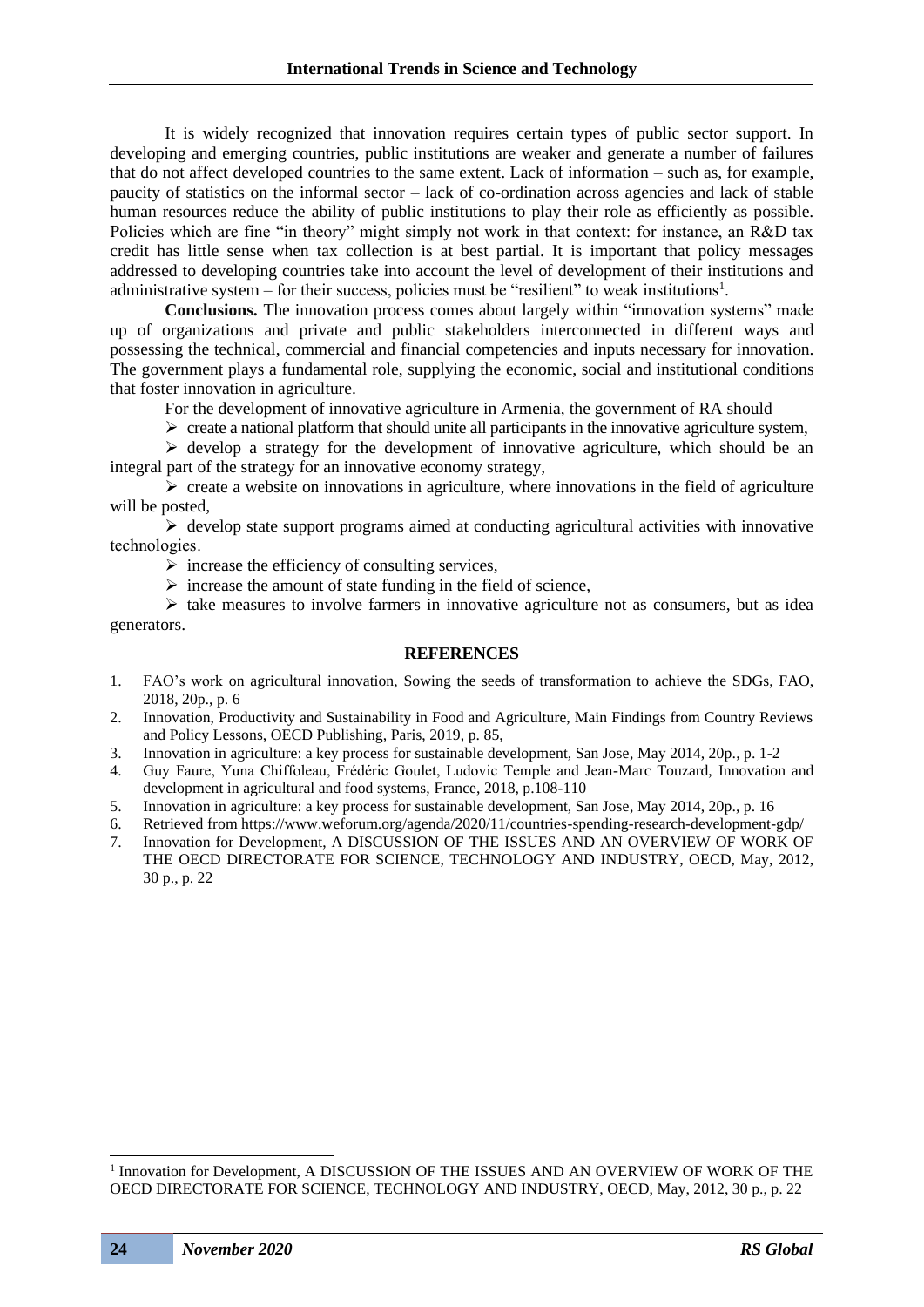It is widely recognized that innovation requires certain types of public sector support. In developing and emerging countries, public institutions are weaker and generate a number of failures that do not affect developed countries to the same extent. Lack of information – such as, for example, paucity of statistics on the informal sector – lack of co-ordination across agencies and lack of stable human resources reduce the ability of public institutions to play their role as efficiently as possible. Policies which are fine "in theory" might simply not work in that context: for instance, an R&D tax credit has little sense when tax collection is at best partial. It is important that policy messages addressed to developing countries take into account the level of development of their institutions and administrative system – for their success, policies must be "resilient" to weak institutions[1].

**Conclusions.** The innovation process comes about largely within "innovation systems" made up of organizations and private and public stakeholders interconnected in different ways and possessing the technical, commercial and financial competencies and inputs necessary for innovation. The government plays a fundamental role, supplying the economic, social and institutional conditions that foster innovation in agriculture.

For the development of innovative agriculture in Armenia, the government of RA should

- create a national platform that should unite all participants in the innovative agriculture system,
- develop a strategy for the development of innovative agriculture, which should be an integral part of the strategy for an innovative economy strategy,
- create a website on innovations in agriculture, where innovations in the field of agriculture will be posted,
- develop state support programs aimed at conducting agricultural activities with innovative technologies.
- increase the efficiency of consulting services,
- increase the amount of state funding in the field of science,
- take measures to involve farmers in innovative agriculture not as consumers, but as idea generators.

## REFERENCES

1. FAO's work on agricultural innovation, Sowing the seeds of transformation to achieve the SDGs, FAO, 2018, 20p., p. 6
2. Innovation, Productivity and Sustainability in Food and Agriculture, Main Findings from Country Reviews and Policy Lessons, OECD Publishing, Paris, 2019, p. 85,
3. Innovation in agriculture: a key process for sustainable development, San Jose, May 2014, 20p., p. 1-2
4. Guy Faure, Yuna Chiffoleau, Frédéric Goulet, Ludovic Temple and Jean-Marc Touzard, Innovation and development in agricultural and food systems, France, 2018, p.108-110
5. Innovation in agriculture: a key process for sustainable development, San Jose, May 2014, 20p., p. 16
6. Retrieved from https://www.weforum.org/agenda/2020/11/countries-spending-research-development-gdp/
7. Innovation for Development, A DISCUSSION OF THE ISSUES AND AN OVERVIEW OF WORK OF THE OECD DIRECTORATE FOR SCIENCE, TECHNOLOGY AND INDUSTRY, OECD, May, 2012, 30 p., p. 22

---

[1] Innovation for Development, A DISCUSSION OF THE ISSUES AND AN OVERVIEW OF WORK OF THE OECD DIRECTORATE FOR SCIENCE, TECHNOLOGY AND INDUSTRY, OECD, May, 2012, 30 p., p. 22